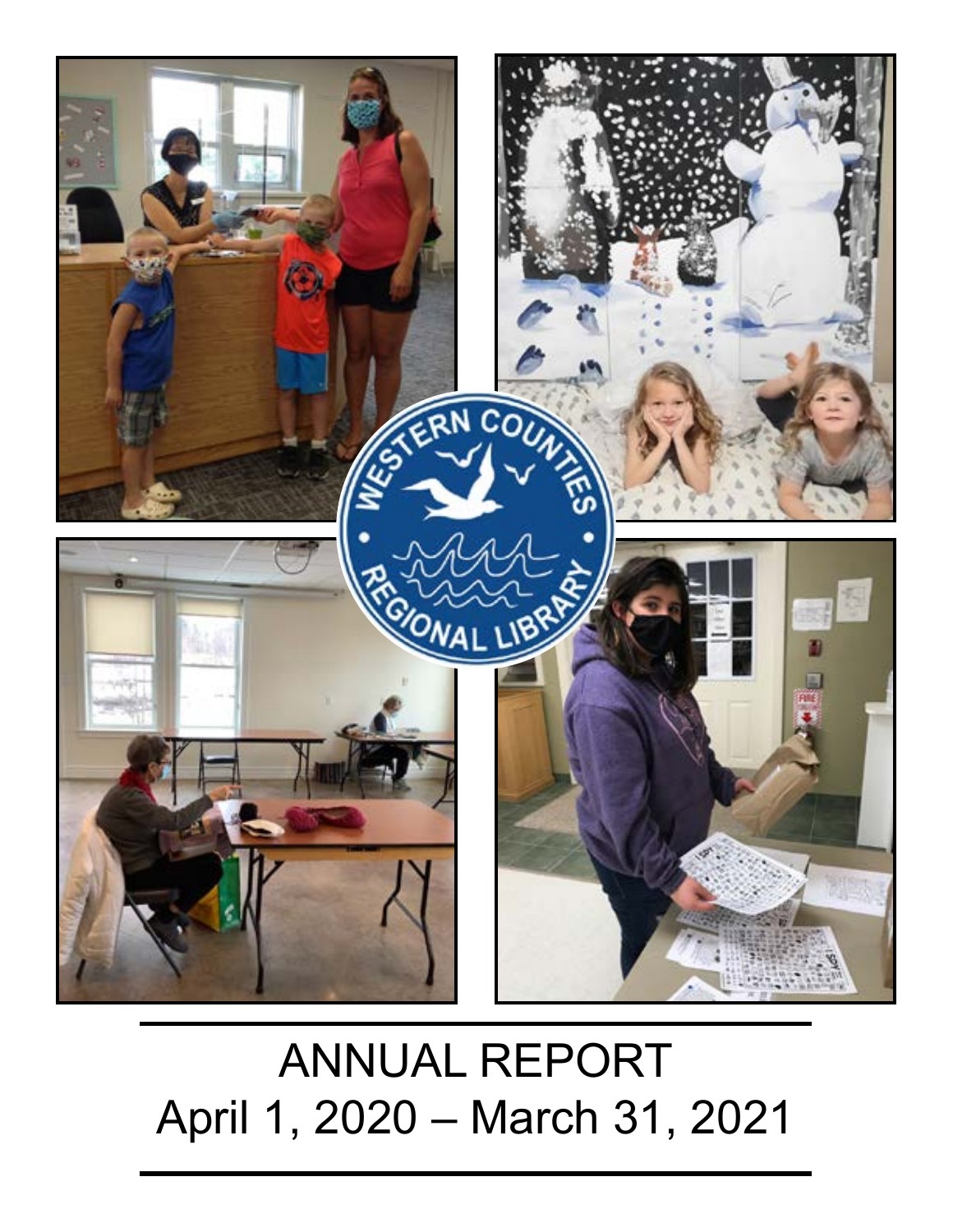# ANNUAL REPORT
April 1, 2020 – March 31, 2021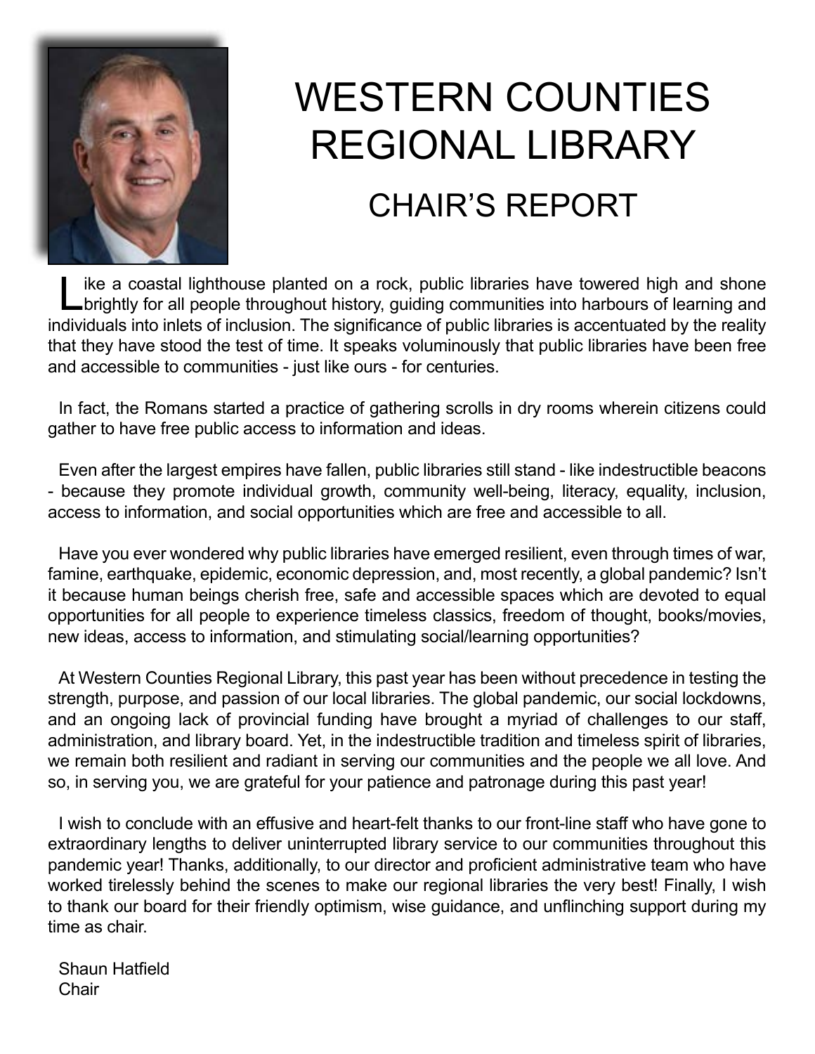# WESTERN COUNTIES REGIONAL LIBRARY

## CHAIR'S REPORT

Like a coastal lighthouse planted on a rock, public libraries have towered high and shone brightly for all people throughout history, guiding communities into harbours of learning and individuals into inlets of inclusion. The significance of public libraries is accentuated by the reality that they have stood the test of time. It speaks voluminously that public libraries have been free and accessible to communities - just like ours - for centuries.

In fact, the Romans started a practice of gathering scrolls in dry rooms wherein citizens could gather to have free public access to information and ideas.

Even after the largest empires have fallen, public libraries still stand - like indestructible beacons - because they promote individual growth, community well-being, literacy, equality, inclusion, access to information, and social opportunities which are free and accessible to all.

Have you ever wondered why public libraries have emerged resilient, even through times of war, famine, earthquake, epidemic, economic depression, and, most recently, a global pandemic? Isn't it because human beings cherish free, safe and accessible spaces which are devoted to equal opportunities for all people to experience timeless classics, freedom of thought, books/movies, new ideas, access to information, and stimulating social/learning opportunities?

At Western Counties Regional Library, this past year has been without precedence in testing the strength, purpose, and passion of our local libraries. The global pandemic, our social lockdowns, and an ongoing lack of provincial funding have brought a myriad of challenges to our staff, administration, and library board. Yet, in the indestructible tradition and timeless spirit of libraries, we remain both resilient and radiant in serving our communities and the people we all love. And so, in serving you, we are grateful for your patience and patronage during this past year!

I wish to conclude with an effusive and heart-felt thanks to our front-line staff who have gone to extraordinary lengths to deliver uninterrupted library service to our communities throughout this pandemic year! Thanks, additionally, to our director and proficient administrative team who have worked tirelessly behind the scenes to make our regional libraries the very best! Finally, I wish to thank our board for their friendly optimism, wise guidance, and unflinching support during my time as chair.

Shaun Hatfield
Chair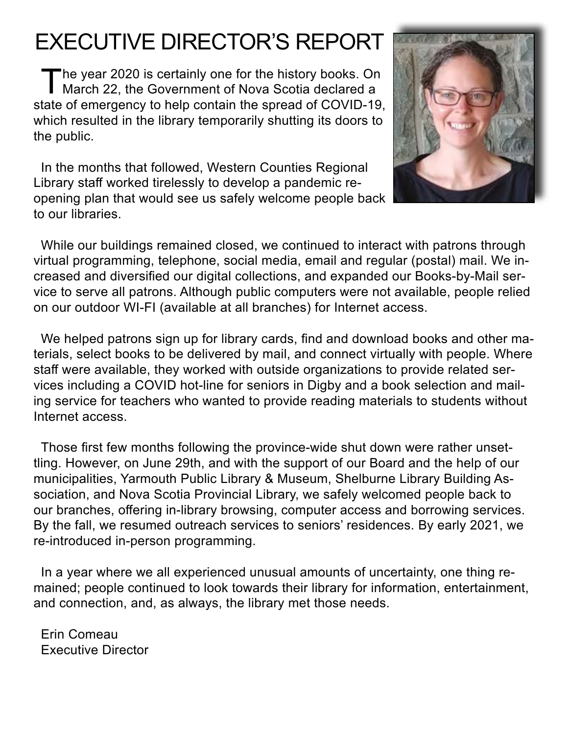# EXECUTIVE DIRECTOR'S REPORT

The year 2020 is certainly one for the history books. On March 22, the Government of Nova Scotia declared a state of emergency to help contain the spread of COVID-19, which resulted in the library temporarily shutting its doors to the public.

In the months that followed, Western Counties Regional Library staff worked tirelessly to develop a pandemic re-opening plan that would see us safely welcome people back to our libraries.

While our buildings remained closed, we continued to interact with patrons through virtual programming, telephone, social media, email and regular (postal) mail. We increased and diversified our digital collections, and expanded our Books-by-Mail service to serve all patrons. Although public computers were not available, people relied on our outdoor WI-FI (available at all branches) for Internet access.

We helped patrons sign up for library cards, find and download books and other materials, select books to be delivered by mail, and connect virtually with people. Where staff were available, they worked with outside organizations to provide related services including a COVID hot-line for seniors in Digby and a book selection and mailing service for teachers who wanted to provide reading materials to students without Internet access.

Those first few months following the province-wide shut down were rather unsettling. However, on June 29th, and with the support of our Board and the help of our municipalities, Yarmouth Public Library & Museum, Shelburne Library Building Association, and Nova Scotia Provincial Library, we safely welcomed people back to our branches, offering in-library browsing, computer access and borrowing services. By the fall, we resumed outreach services to seniors' residences. By early 2021, we re-introduced in-person programming.

In a year where we all experienced unusual amounts of uncertainty, one thing remained; people continued to look towards their library for information, entertainment, and connection, and, as always, the library met those needs.

Erin Comeau
Executive Director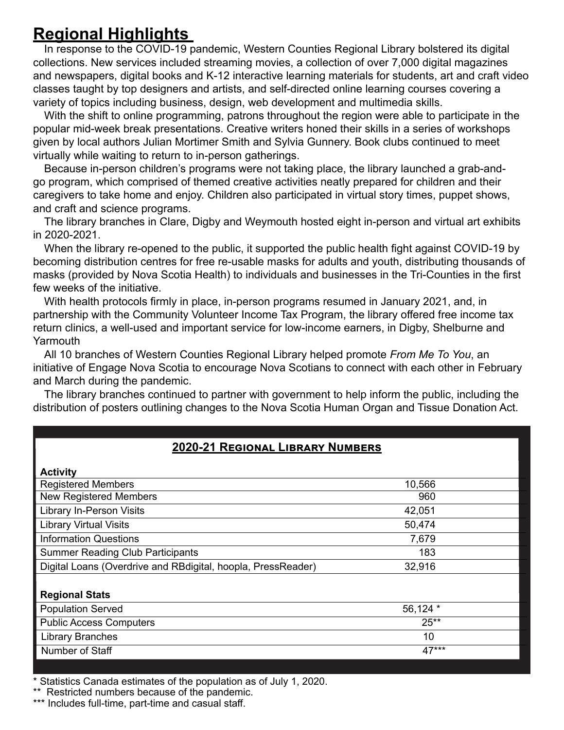## Regional Highlights

In response to the COVID-19 pandemic, Western Counties Regional Library bolstered its digital collections. New services included streaming movies, a collection of over 7,000 digital magazines and newspapers, digital books and K-12 interactive learning materials for students, art and craft video classes taught by top designers and artists, and self-directed online learning courses covering a variety of topics including business, design, web development and multimedia skills.

With the shift to online programming, patrons throughout the region were able to participate in the popular mid-week break presentations. Creative writers honed their skills in a series of workshops given by local authors Julian Mortimer Smith and Sylvia Gunnery. Book clubs continued to meet virtually while waiting to return to in-person gatherings.

Because in-person children's programs were not taking place, the library launched a grab-and-go program, which comprised of themed creative activities neatly prepared for children and their caregivers to take home and enjoy. Children also participated in virtual story times, puppet shows, and craft and science programs.

The library branches in Clare, Digby and Weymouth hosted eight in-person and virtual art exhibits in 2020-2021.

When the library re-opened to the public, it supported the public health fight against COVID-19 by becoming distribution centres for free re-usable masks for adults and youth, distributing thousands of masks (provided by Nova Scotia Health) to individuals and businesses in the Tri-Counties in the first few weeks of the initiative.

With health protocols firmly in place, in-person programs resumed in January 2021, and, in partnership with the Community Volunteer Income Tax Program, the library offered free income tax return clinics, a well-used and important service for low-income earners, in Digby, Shelburne and Yarmouth

All 10 branches of Western Counties Regional Library helped promote *From Me To You*, an initiative of Engage Nova Scotia to encourage Nova Scotians to connect with each other in February and March during the pandemic.

The library branches continued to partner with government to help inform the public, including the distribution of posters outlining changes to the Nova Scotia Human Organ and Tissue Donation Act.

### 2020-21 Regional Library Numbers

| Activity | |
|---|---|
| Registered Members | 10,566 |
| New Registered Members | 960 |
| Library In-Person Visits | 42,051 |
| Library Virtual Visits | 50,474 |
| Information Questions | 7,679 |
| Summer Reading Club Participants | 183 |
| Digital Loans (Overdrive and RBdigital, hoopla, PressReader) | 32,916 |
| **Regional Stats** | |
| Population Served | 56,124 * |
| Public Access Computers | 25** |
| Library Branches | 10 |
| Number of Staff | 47*** |

\* Statistics Canada estimates of the population as of July 1, 2020.

** Restricted numbers because of the pandemic.

*** Includes full-time, part-time and casual staff.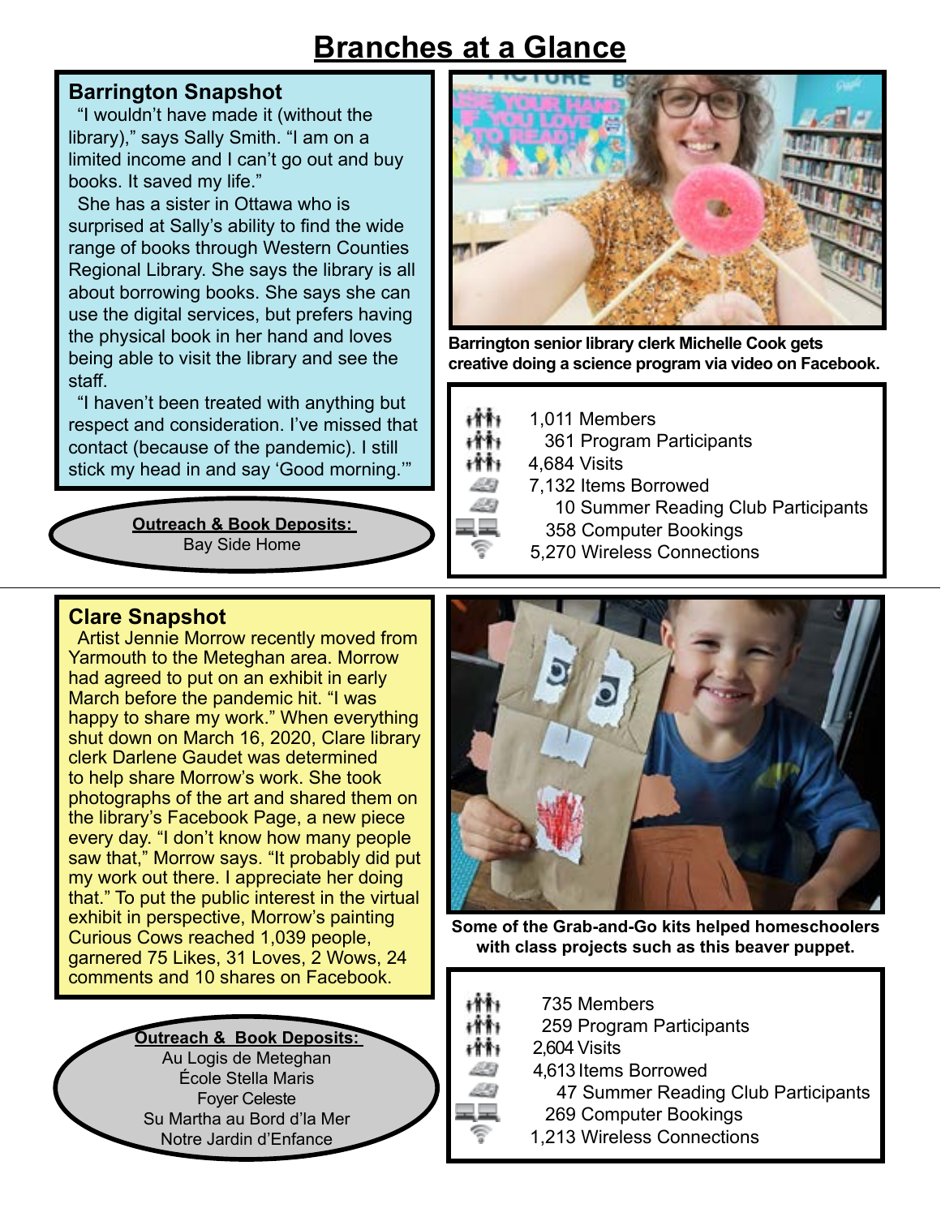# Branches at a Glance

## Barrington Snapshot

"I wouldn't have made it (without the library)," says Sally Smith. "I am on a limited income and I can't go out and buy books. It saved my life."

She has a sister in Ottawa who is surprised at Sally's ability to find the wide range of books through Western Counties Regional Library. She says the library is all about borrowing books. She says she can use the digital services, but prefers having the physical book in her hand and loves being able to visit the library and see the staff.

"I haven't been treated with anything but respect and consideration. I've missed that contact (because of the pandemic). I still stick my head in and say 'Good morning.'"

**Barrington senior library clerk Michelle Cook gets creative doing a science program via video on Facebook.**

**Outreach & Book Deposits:**
Bay Side Home

- 1,011 Members
- 361 Program Participants
- 4,684 Visits
- 7,132 Items Borrowed
- 10 Summer Reading Club Participants
- 358 Computer Bookings
- 5,270 Wireless Connections

## Clare Snapshot

Artist Jennie Morrow recently moved from Yarmouth to the Meteghan area. Morrow had agreed to put on an exhibit in early March before the pandemic hit. "I was happy to share my work." When everything shut down on March 16, 2020, Clare library clerk Darlene Gaudet was determined to help share Morrow's work. She took photographs of the art and shared them on the library's Facebook Page, a new piece every day. "I don't know how many people saw that," Morrow says. "It probably did put my work out there. I appreciate her doing that." To put the public interest in the virtual exhibit in perspective, Morrow's painting Curious Cows reached 1,039 people, garnered 75 Likes, 31 Loves, 2 Wows, 24 comments and 10 shares on Facebook.

**Some of the Grab-and-Go kits helped homeschoolers with class projects such as this beaver puppet.**

**Outreach & Book Deposits:**
Au Logis de Meteghan
École Stella Maris
Foyer Celeste
Su Martha au Bord d'la Mer
Notre Jardin d'Enfance

- 735 Members
- 259 Program Participants
- 2,604 Visits
- 4,613 Items Borrowed
- 47 Summer Reading Club Participants
- 269 Computer Bookings
- 1,213 Wireless Connections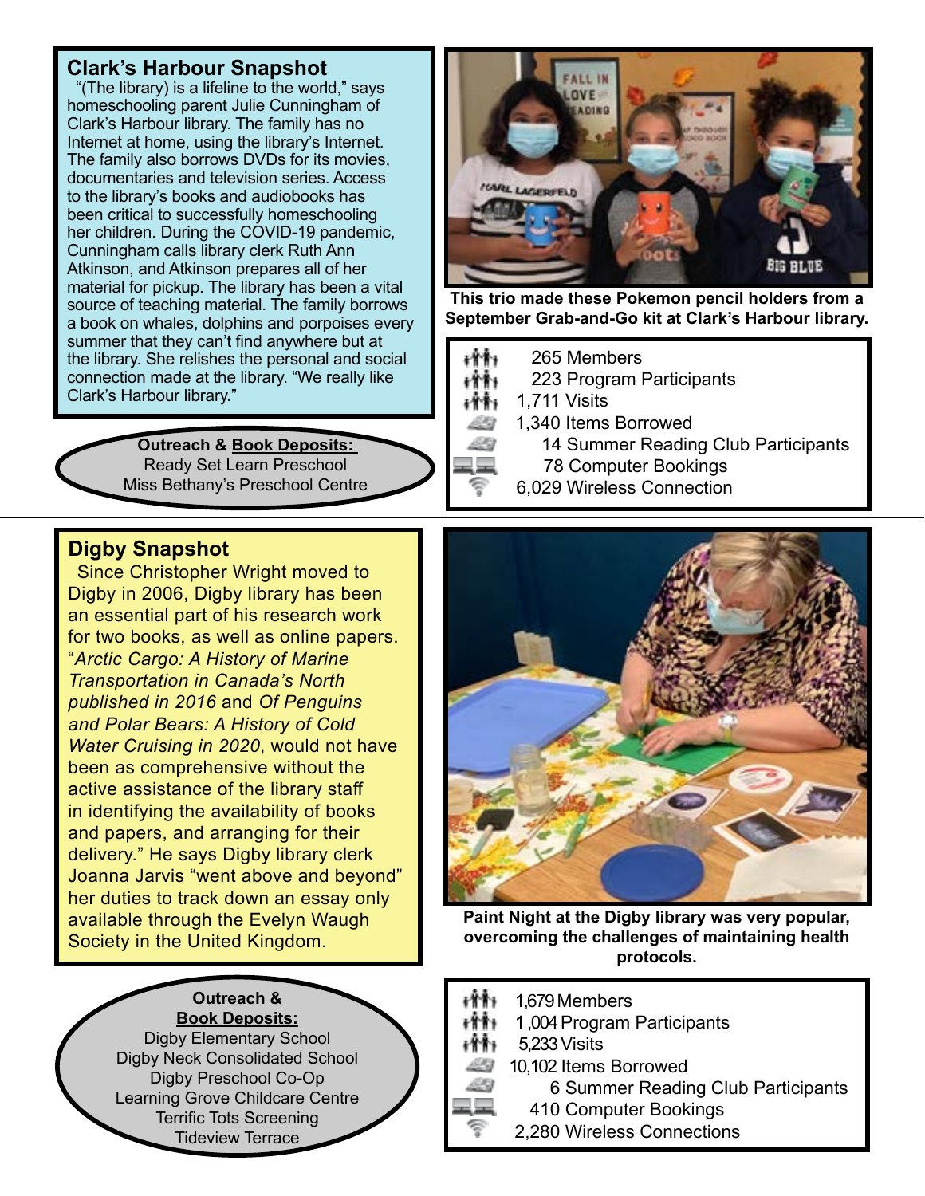## Clark's Harbour Snapshot

"(The library) is a lifeline to the world," says homeschooling parent Julie Cunningham of Clark's Harbour library. The family has no Internet at home, using the library's Internet. The family also borrows DVDs for its movies, documentaries and television series. Access to the library's books and audiobooks has been critical to successfully homeschooling her children. During the COVID-19 pandemic, Cunningham calls library clerk Ruth Ann Atkinson, and Atkinson prepares all of her material for pickup. The library has been a vital source of teaching material. The family borrows a book on whales, dolphins and porpoises every summer that they can't find anywhere but at the library. She relishes the personal and social connection made at the library. "We really like Clark's Harbour library."

**Outreach & Book Deposits:**
Ready Set Learn Preschool
Miss Bethany's Preschool Centre

**This trio made these Pokemon pencil holders from a September Grab-and-Go kit at Clark's Harbour library.**

- 265 Members
- 223 Program Participants
- 1,711 Visits
- 1,340 Items Borrowed
- 14 Summer Reading Club Participants
- 78 Computer Bookings
- 6,029 Wireless Connection

## Digby Snapshot

Since Christopher Wright moved to Digby in 2006, Digby library has been an essential part of his research work for two books, as well as online papers. "*Arctic Cargo: A History of Marine Transportation in Canada's North published in 2016* and *Of Penguins and Polar Bears: A History of Cold Water Cruising in 2020*, would not have been as comprehensive without the active assistance of the library staff in identifying the availability of books and papers, and arranging for their delivery." He says Digby library clerk Joanna Jarvis "went above and beyond" her duties to track down an essay only available through the Evelyn Waugh Society in the United Kingdom.

**Outreach & Book Deposits:**
Digby Elementary School
Digby Neck Consolidated School
Digby Preschool Co-Op
Learning Grove Childcare Centre
Terrific Tots Screening
Tideview Terrace

**Paint Night at the Digby library was very popular, overcoming the challenges of maintaining health protocols.**

- 1,679 Members
- 1,004 Program Participants
- 5,233 Visits
- 10,102 Items Borrowed
- 6 Summer Reading Club Participants
- 410 Computer Bookings
- 2,280 Wireless Connections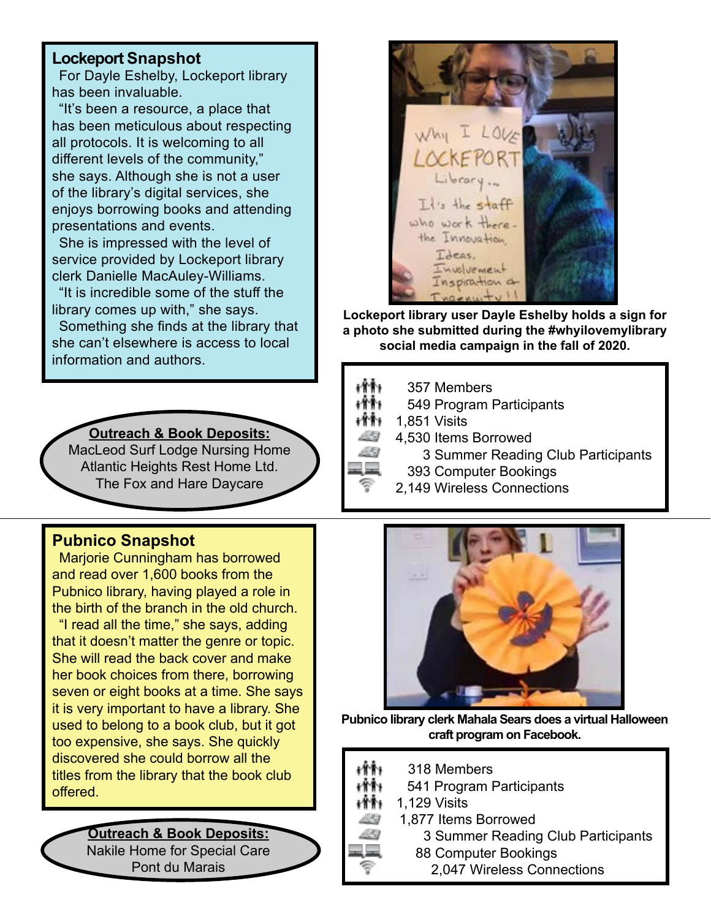## Lockeport Snapshot

For Dayle Eshelby, Lockeport library has been invaluable.

"It's been a resource, a place that has been meticulous about respecting all protocols. It is welcoming to all different levels of the community," she says. Although she is not a user of the library's digital services, she enjoys borrowing books and attending presentations and events.

She is impressed with the level of service provided by Lockeport library clerk Danielle MacAuley-Williams.

"It is incredible some of the stuff the library comes up with," she says.

Something she finds at the library that she can't elsewhere is access to local information and authors.

**Lockeport library user Dayle Eshelby holds a sign for a photo she submitted during the #whyilovemylibrary social media campaign in the fall of 2020.**

**Outreach & Book Deposits:**
MacLeod Surf Lodge Nursing Home
Atlantic Heights Rest Home Ltd.
The Fox and Hare Daycare

- 357 Members
- 549 Program Participants
- 1,851 Visits
- 4,530 Items Borrowed
- 3 Summer Reading Club Participants
- 393 Computer Bookings
- 2,149 Wireless Connections

## Pubnico Snapshot

Marjorie Cunningham has borrowed and read over 1,600 books from the Pubnico library, having played a role in the birth of the branch in the old church.

"I read all the time," she says, adding that it doesn't matter the genre or topic. She will read the back cover and make her book choices from there, borrowing seven or eight books at a time. She says it is very important to have a library. She used to belong to a book club, but it got too expensive, she says. She quickly discovered she could borrow all the titles from the library that the book club offered.

**Pubnico library clerk Mahala Sears does a virtual Halloween craft program on Facebook.**

**Outreach & Book Deposits:**
Nakile Home for Special Care
Pont du Marais

- 318 Members
- 541 Program Participants
- 1,129 Visits
- 1,877 Items Borrowed
- 3 Summer Reading Club Participants
- 88 Computer Bookings
- 2,047 Wireless Connections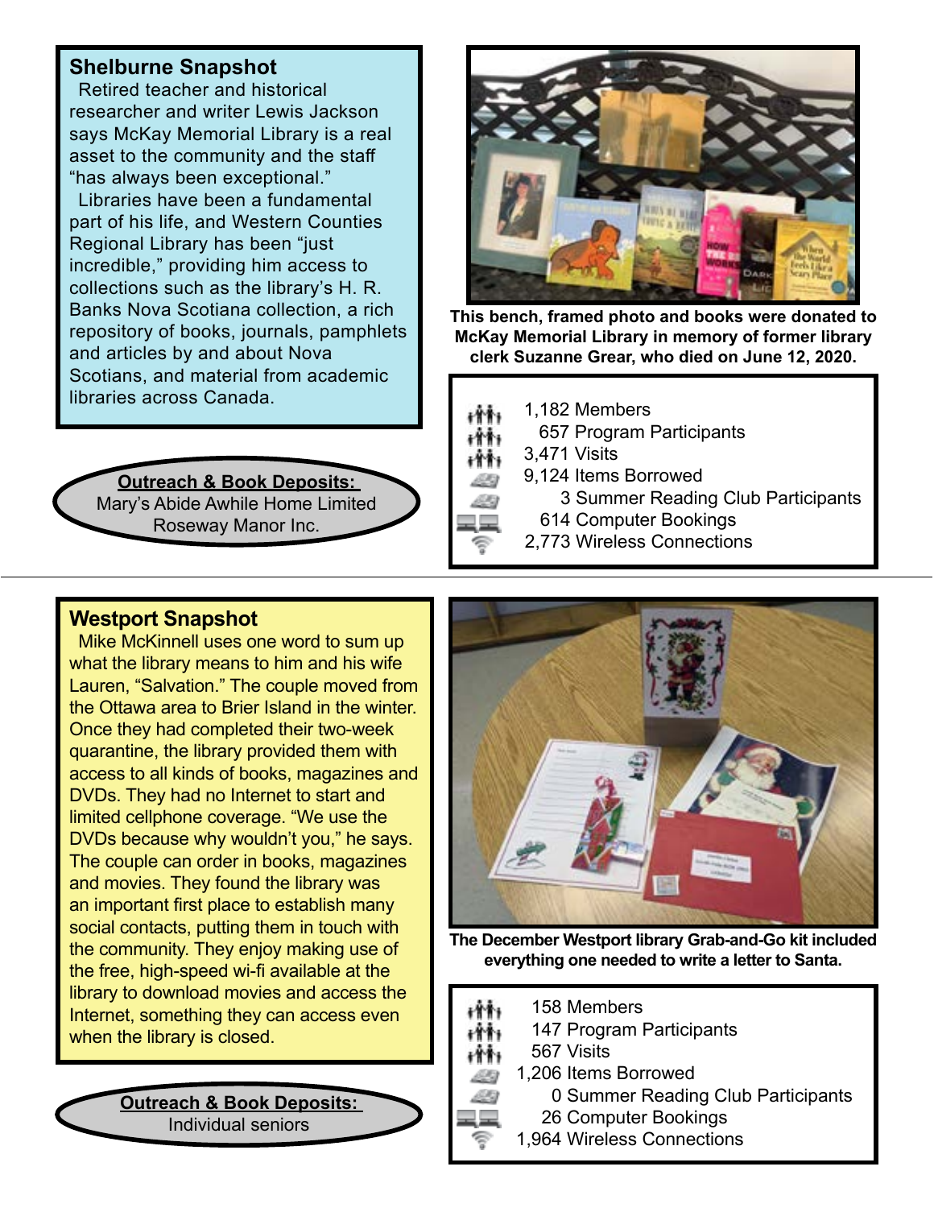## Shelburne Snapshot

Retired teacher and historical researcher and writer Lewis Jackson says McKay Memorial Library is a real asset to the community and the staff "has always been exceptional."

Libraries have been a fundamental part of his life, and Western Counties Regional Library has been "just incredible," providing him access to collections such as the library's H. R. Banks Nova Scotiana collection, a rich repository of books, journals, pamphlets and articles by and about Nova Scotians, and material from academic libraries across Canada.

This bench, framed photo and books were donated to McKay Memorial Library in memory of former library clerk Suzanne Grear, who died on June 12, 2020.

**Outreach & Book Deposits:**
Mary's Abide Awhile Home Limited
Roseway Manor Inc.

- 1,182 Members
- 657 Program Participants
- 3,471 Visits
- 9,124 Items Borrowed
- 3 Summer Reading Club Participants
- 614 Computer Bookings
- 2,773 Wireless Connections

## Westport Snapshot

Mike McKinnell uses one word to sum up what the library means to him and his wife Lauren, "Salvation." The couple moved from the Ottawa area to Brier Island in the winter. Once they had completed their two-week quarantine, the library provided them with access to all kinds of books, magazines and DVDs. They had no Internet to start and limited cellphone coverage. "We use the DVDs because why wouldn't you," he says. The couple can order in books, magazines and movies. They found the library was an important first place to establish many social contacts, putting them in touch with the community. They enjoy making use of the free, high-speed wi-fi available at the library to download movies and access the Internet, something they can access even when the library is closed.

The December Westport library Grab-and-Go kit included everything one needed to write a letter to Santa.

**Outreach & Book Deposits:**
Individual seniors

- 158 Members
- 147 Program Participants
- 567 Visits
- 1,206 Items Borrowed
- 0 Summer Reading Club Participants
- 26 Computer Bookings
- 1,964 Wireless Connections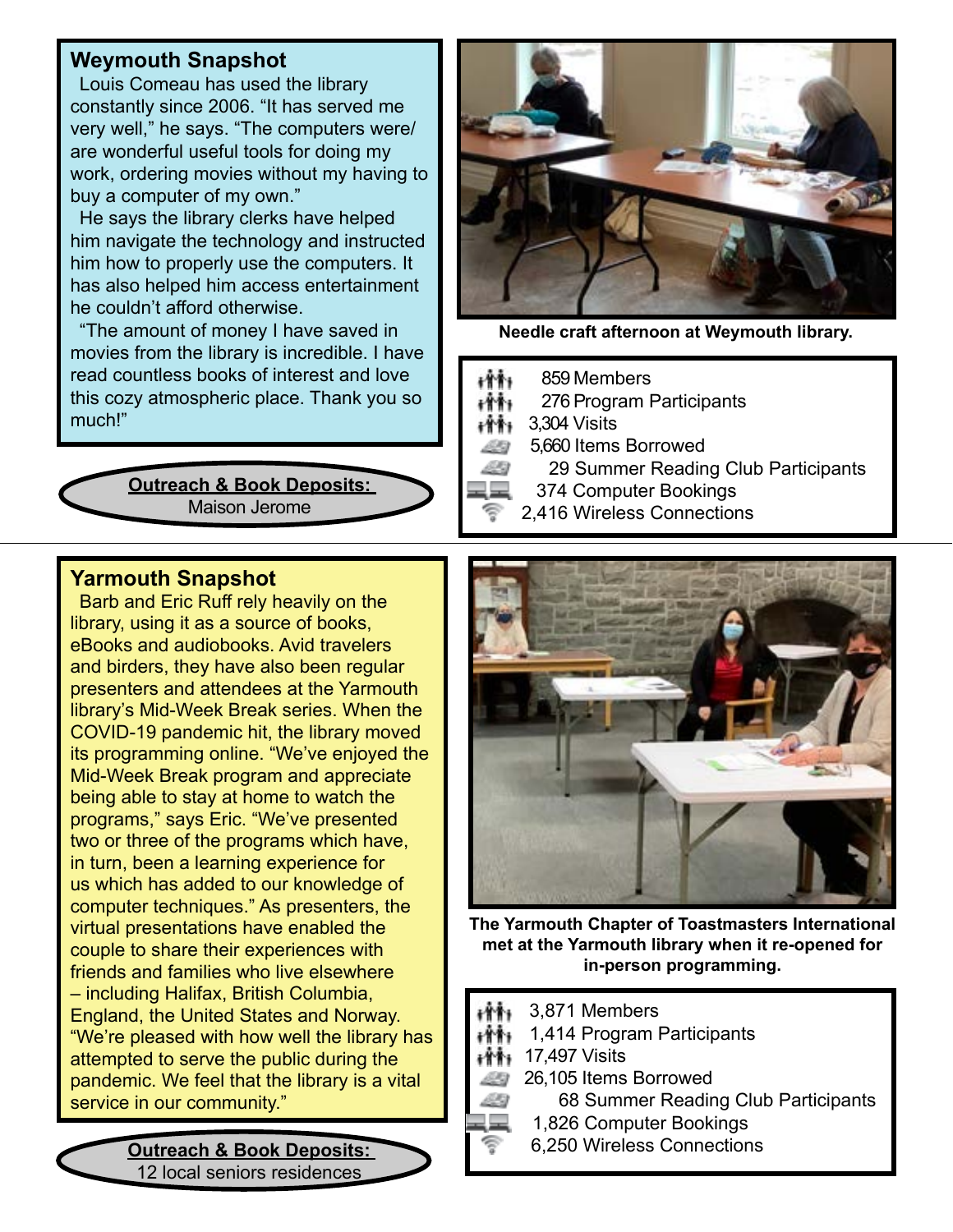## Weymouth Snapshot

Louis Comeau has used the library constantly since 2006. “It has served me very well,” he says. “The computers were/ are wonderful useful tools for doing my work, ordering movies without my having to buy a computer of my own.”

He says the library clerks have helped him navigate the technology and instructed him how to properly use the computers. It has also helped him access entertainment he couldn’t afford otherwise.

“The amount of money I have saved in movies from the library is incredible. I have read countless books of interest and love this cozy atmospheric place. Thank you so much!”

**Outreach & Book Deposits:**
Maison Jerome

**Needle craft afternoon at Weymouth library.**

- 859 Members
- 276 Program Participants
- 3,304 Visits
- 5,660 Items Borrowed
- 29 Summer Reading Club Participants
- 374 Computer Bookings
- 2,416 Wireless Connections

## Yarmouth Snapshot

Barb and Eric Ruff rely heavily on the library, using it as a source of books, eBooks and audiobooks. Avid travelers and birders, they have also been regular presenters and attendees at the Yarmouth library’s Mid-Week Break series. When the COVID-19 pandemic hit, the library moved its programming online. “We’ve enjoyed the Mid-Week Break program and appreciate being able to stay at home to watch the programs,” says Eric. “We’ve presented two or three of the programs which have, in turn, been a learning experience for us which has added to our knowledge of computer techniques.” As presenters, the virtual presentations have enabled the couple to share their experiences with friends and families who live elsewhere – including Halifax, British Columbia, England, the United States and Norway. “We’re pleased with how well the library has attempted to serve the public during the pandemic. We feel that the library is a vital service in our community.”

**Outreach & Book Deposits:**
12 local seniors residences

**The Yarmouth Chapter of Toastmasters International met at the Yarmouth library when it re-opened for in-person programming.**

- 3,871 Members
- 1,414 Program Participants
- 17,497 Visits
- 26,105 Items Borrowed
- 68 Summer Reading Club Participants
- 1,826 Computer Bookings
- 6,250 Wireless Connections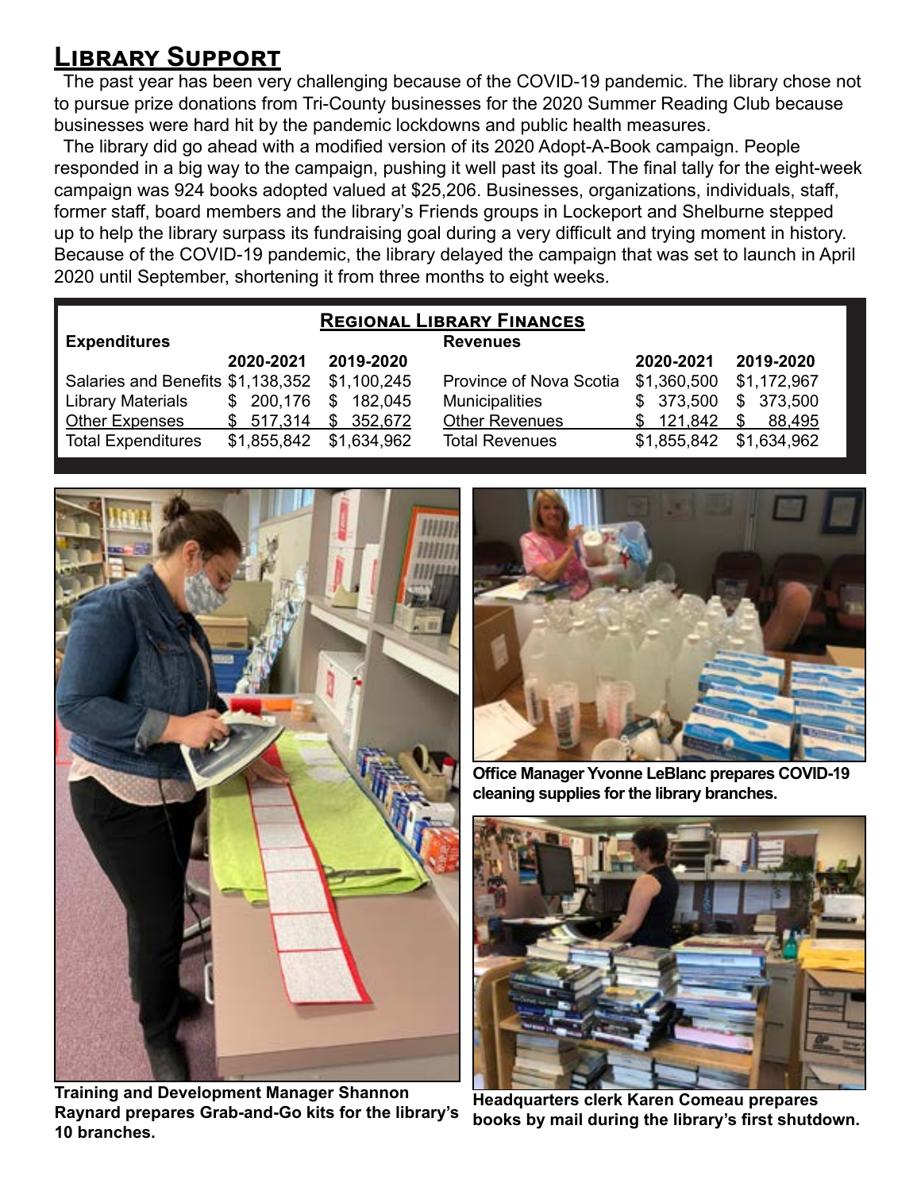# Library Support

The past year has been very challenging because of the COVID-19 pandemic. The library chose not to pursue prize donations from Tri-County businesses for the 2020 Summer Reading Club because businesses were hard hit by the pandemic lockdowns and public health measures.

The library did go ahead with a modified version of its 2020 Adopt-A-Book campaign. People responded in a big way to the campaign, pushing it well past its goal. The final tally for the eight-week campaign was 924 books adopted valued at $25,206. Businesses, organizations, individuals, staff, former staff, board members and the library's Friends groups in Lockeport and Shelburne stepped up to help the library surpass its fundraising goal during a very difficult and trying moment in history. Because of the COVID-19 pandemic, the library delayed the campaign that was set to launch in April 2020 until September, shortening it from three months to eight weeks.

## Regional Library Finances

| Expenditures | 2020-2021 | 2019-2020 | Revenues | 2020-2021 | 2019-2020 |
|---|---|---|---|---|---|
| Salaries and Benefits | $1,138,352 | $1,100,245 | Province of Nova Scotia | $1,360,500 | $1,172,967 |
| Library Materials | $ 200,176 | $ 182,045 | Municipalities | $ 373,500 | $ 373,500 |
| Other Expenses | $ 517,314 | $ 352,672 | Other Revenues | $ 121,842 | $ 88,495 |
| Total Expenditures | $1,855,842 | $1,634,962 | Total Revenues | $1,855,842 | $1,634,962 |

**Training and Development Manager Shannon Raynard prepares Grab-and-Go kits for the library's 10 branches.**

**Office Manager Yvonne LeBlanc prepares COVID-19 cleaning supplies for the library branches.**

**Headquarters clerk Karen Comeau prepares books by mail during the library's first shutdown.**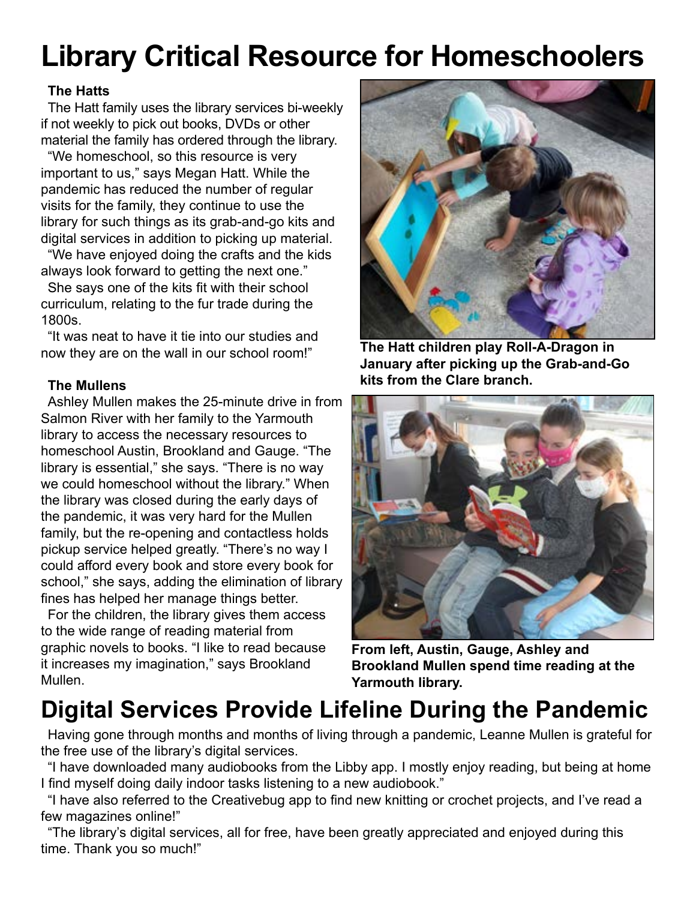# Library Critical Resource for Homeschoolers

### The Hatts

The Hatt family uses the library services bi-weekly if not weekly to pick out books, DVDs or other material the family has ordered through the library.

"We homeschool, so this resource is very important to us," says Megan Hatt. While the pandemic has reduced the number of regular visits for the family, they continue to use the library for such things as its grab-and-go kits and digital services in addition to picking up material.

"We have enjoyed doing the crafts and the kids always look forward to getting the next one."

She says one of the kits fit with their school curriculum, relating to the fur trade during the 1800s.

"It was neat to have it tie into our studies and now they are on the wall in our school room!"

**The Hatt children play Roll-A-Dragon in January after picking up the Grab-and-Go kits from the Clare branch.**

### The Mullens

Ashley Mullen makes the 25-minute drive in from Salmon River with her family to the Yarmouth library to access the necessary resources to homeschool Austin, Brookland and Gauge. "The library is essential," she says. "There is no way we could homeschool without the library." When the library was closed during the early days of the pandemic, it was very hard for the Mullen family, but the re-opening and contactless holds pickup service helped greatly. "There's no way I could afford every book and store every book for school," she says, adding the elimination of library fines has helped her manage things better.

For the children, the library gives them access to the wide range of reading material from graphic novels to books. "I like to read because it increases my imagination," says Brookland Mullen.

**From left, Austin, Gauge, Ashley and Brookland Mullen spend time reading at the Yarmouth library.**

# Digital Services Provide Lifeline During the Pandemic

Having gone through months and months of living through a pandemic, Leanne Mullen is grateful for the free use of the library's digital services.

"I have downloaded many audiobooks from the Libby app. I mostly enjoy reading, but being at home I find myself doing daily indoor tasks listening to a new audiobook."

"I have also referred to the Creativebug app to find new knitting or crochet projects, and I've read a few magazines online!"

"The library's digital services, all for free, have been greatly appreciated and enjoyed during this time. Thank you so much!"